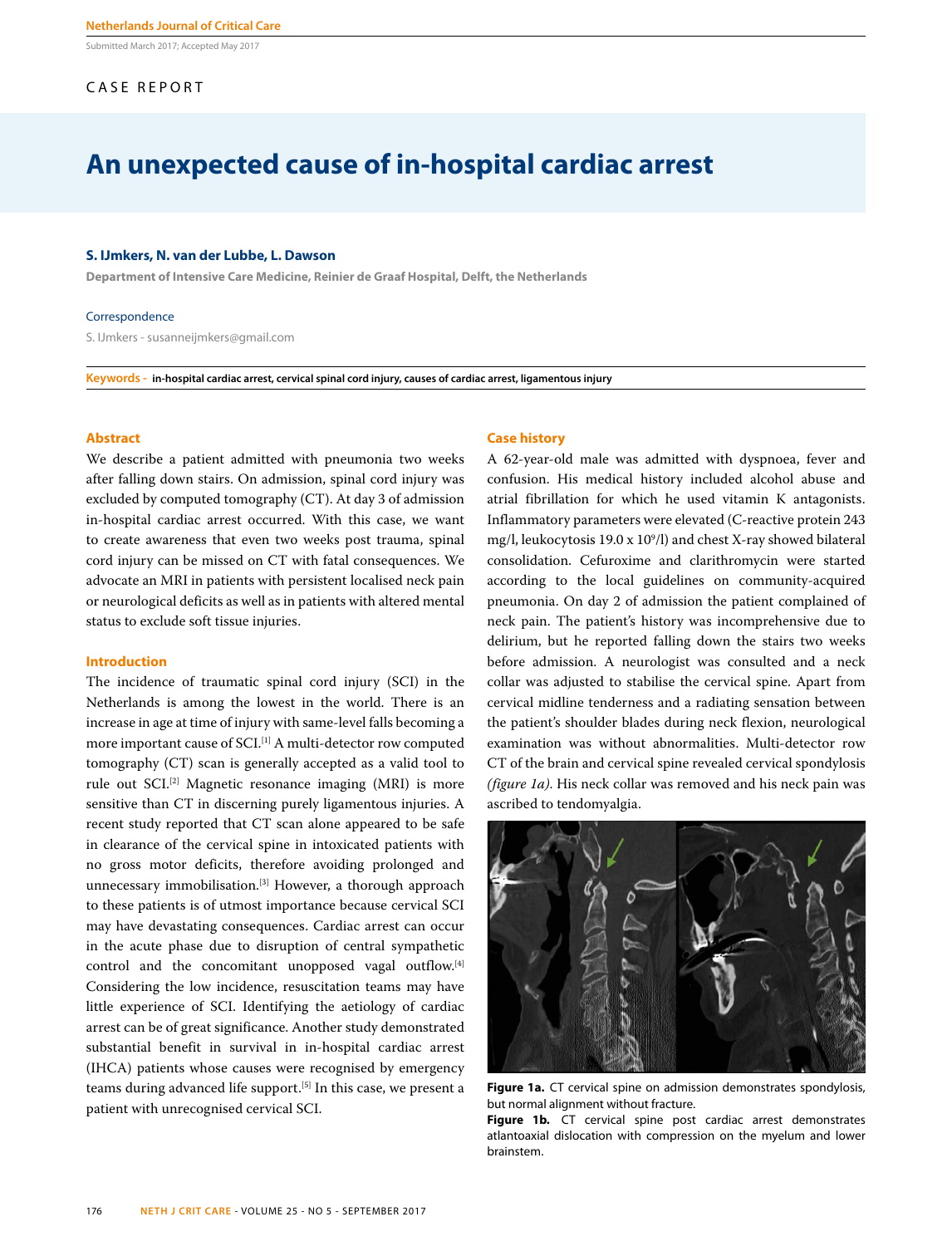CASE REPORT

# An unexpected cause of in-hospital cardiac arrest

**S. IJmkers, N. van der Lubbe, L. Dawson**

**Department of Intensive Care Medicine, Reinier de Graaf Hospital, Delft, the Netherlands**

Correspondence

S. IJmkers - susanneijmkers@gmail.com

**Keywords - in-hospital cardiac arrest, cervical spinal cord injury, causes of cardiac arrest, ligamentous injury**

## Abstract

We describe a patient admitted with pneumonia two weeks after falling down stairs. On admission, spinal cord injury was excluded by computed tomography (CT). At day 3 of admission in-hospital cardiac arrest occurred. With this case, we want to create awareness that even two weeks post trauma, spinal cord injury can be missed on CT with fatal consequences. We advocate an MRI in patients with persistent localised neck pain or neurological deficits as well as in patients with altered mental status to exclude soft tissue injuries.

## Introduction

The incidence of traumatic spinal cord injury (SCI) in the Netherlands is among the lowest in the world. There is an increase in age at time of injury with same-level falls becoming a more important cause of SCI.[1] A multi-detector row computed tomography (CT) scan is generally accepted as a valid tool to rule out SCI.[2] Magnetic resonance imaging (MRI) is more sensitive than CT in discerning purely ligamentous injuries. A recent study reported that CT scan alone appeared to be safe in clearance of the cervical spine in intoxicated patients with no gross motor deficits, therefore avoiding prolonged and unnecessary immobilisation.[3] However, a thorough approach to these patients is of utmost importance because cervical SCI may have devastating consequences. Cardiac arrest can occur in the acute phase due to disruption of central sympathetic control and the concomitant unopposed vagal outflow.[4] Considering the low incidence, resuscitation teams may have little experience of SCI. Identifying the aetiology of cardiac arrest can be of great significance. Another study demonstrated substantial benefit in survival in in-hospital cardiac arrest (IHCA) patients whose causes were recognised by emergency teams during advanced life support.[5] In this case, we present a patient with unrecognised cervical SCI.

## Case history

A 62-year-old male was admitted with dyspnoea, fever and confusion. His medical history included alcohol abuse and atrial fibrillation for which he used vitamin K antagonists. Inflammatory parameters were elevated (C-reactive protein 243 mg/l, leukocytosis 19.0 x $10^9$/l) and chest X-ray showed bilateral consolidation. Cefuroxime and clarithromycin were started according to the local guidelines on community-acquired pneumonia. On day 2 of admission the patient complained of neck pain. The patient's history was incomprehensive due to delirium, but he reported falling down the stairs two weeks before admission. A neurologist was consulted and a neck collar was adjusted to stabilise the cervical spine. Apart from cervical midline tenderness and a radiating sensation between the patient's shoulder blades during neck flexion, neurological examination was without abnormalities. Multi-detector row CT of the brain and cervical spine revealed cervical spondylosis *(figure 1a)*. His neck collar was removed and his neck pain was ascribed to tendomyalgia.

**Figure 1a.** CT cervical spine on admission demonstrates spondylosis, but normal alignment without fracture.
**Figure 1b.** CT cervical spine post cardiac arrest demonstrates atlantoaxial dislocation with compression on the myelum and lower brainstem.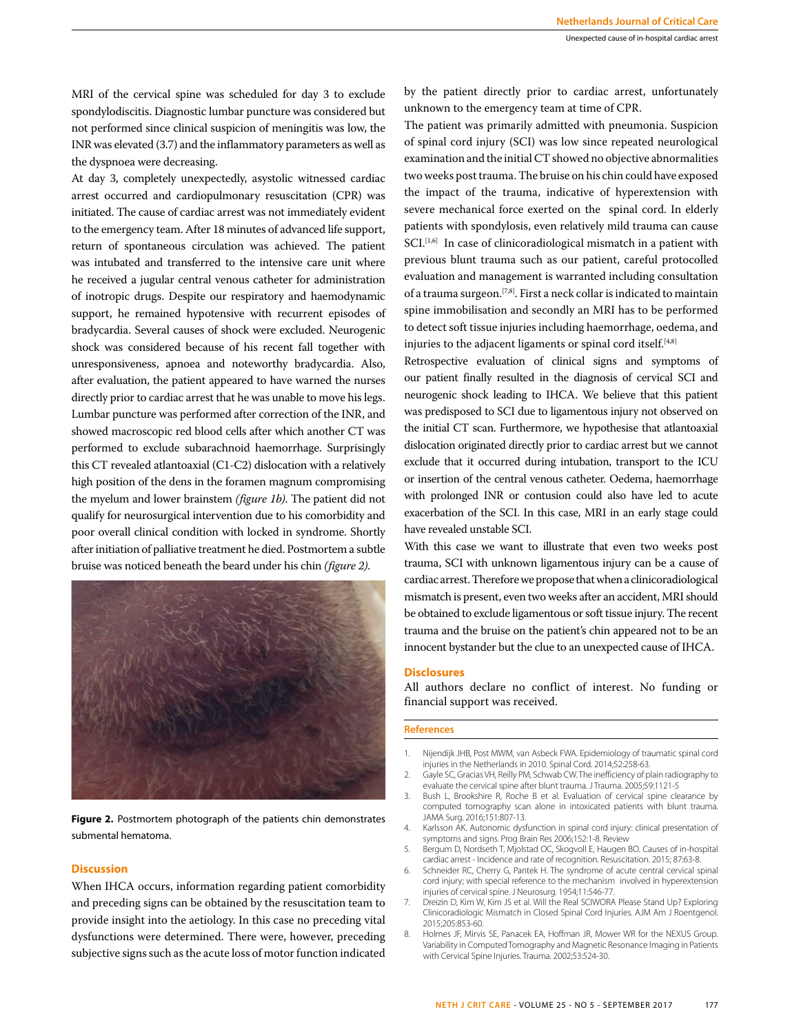MRI of the cervical spine was scheduled for day 3 to exclude spondylodiscitis. Diagnostic lumbar puncture was considered but not performed since clinical suspicion of meningitis was low, the INR was elevated (3.7) and the inflammatory parameters as well as the dyspnoea were decreasing.

At day 3, completely unexpectedly, asystolic witnessed cardiac arrest occurred and cardiopulmonary resuscitation (CPR) was initiated. The cause of cardiac arrest was not immediately evident to the emergency team. After 18 minutes of advanced life support, return of spontaneous circulation was achieved. The patient was intubated and transferred to the intensive care unit where he received a jugular central venous catheter for administration of inotropic drugs. Despite our respiratory and haemodynamic support, he remained hypotensive with recurrent episodes of bradycardia. Several causes of shock were excluded. Neurogenic shock was considered because of his recent fall together with unresponsiveness, apnoea and noteworthy bradycardia. Also, after evaluation, the patient appeared to have warned the nurses directly prior to cardiac arrest that he was unable to move his legs. Lumbar puncture was performed after correction of the INR, and showed macroscopic red blood cells after which another CT was performed to exclude subarachnoid haemorrhage. Surprisingly this CT revealed atlantoaxial (C1-C2) dislocation with a relatively high position of the dens in the foramen magnum compromising the myelum and lower brainstem *(figure 1b)*. The patient did not qualify for neurosurgical intervention due to his comorbidity and poor overall clinical condition with locked in syndrome. Shortly after initiation of palliative treatment he died. Postmortem a subtle bruise was noticed beneath the beard under his chin *(figure 2)*.

**Figure 2.** Postmortem photograph of the patients chin demonstrates submental hematoma.

## Discussion

When IHCA occurs, information regarding patient comorbidity and preceding signs can be obtained by the resuscitation team to provide insight into the aetiology. In this case no preceding vital dysfunctions were determined. There were, however, preceding subjective signs such as the acute loss of motor function indicated by the patient directly prior to cardiac arrest, unfortunately unknown to the emergency team at time of CPR.

The patient was primarily admitted with pneumonia. Suspicion of spinal cord injury (SCI) was low since repeated neurological examination and the initial CT showed no objective abnormalities two weeks post trauma. The bruise on his chin could have exposed the impact of the trauma, indicative of hyperextension with severe mechanical force exerted on the spinal cord. In elderly patients with spondylosis, even relatively mild trauma can cause SCI.[1,6] In case of clinicoradiological mismatch in a patient with previous blunt trauma such as our patient, careful protocolled evaluation and management is warranted including consultation of a trauma surgeon.[7,8]. First a neck collar is indicated to maintain spine immobilisation and secondly an MRI has to be performed to detect soft tissue injuries including haemorrhage, oedema, and injuries to the adjacent ligaments or spinal cord itself.[4,8]

Retrospective evaluation of clinical signs and symptoms of our patient finally resulted in the diagnosis of cervical SCI and neurogenic shock leading to IHCA. We believe that this patient was predisposed to SCI due to ligamentous injury not observed on the initial CT scan. Furthermore, we hypothesise that atlantoaxial dislocation originated directly prior to cardiac arrest but we cannot exclude that it occurred during intubation, transport to the ICU or insertion of the central venous catheter. Oedema, haemorrhage with prolonged INR or contusion could also have led to acute exacerbation of the SCI. In this case, MRI in an early stage could have revealed unstable SCI.

With this case we want to illustrate that even two weeks post trauma, SCI with unknown ligamentous injury can be a cause of cardiac arrest. Therefore we propose that when a clinicoradiological mismatch is present, even two weeks after an accident, MRI should be obtained to exclude ligamentous or soft tissue injury. The recent trauma and the bruise on the patient's chin appeared not to be an innocent bystander but the clue to an unexpected cause of IHCA.

## Disclosures

All authors declare no conflict of interest. No funding or financial support was received.

## References

1. Nijendijk JHB, Post MWM, van Asbeck FWA. Epidemiology of traumatic spinal cord injuries in the Netherlands in 2010. Spinal Cord. 2014;52:258-63.
2. Gayle SC, Gracias VH, Reilly PM, Schwab CW. The inefficiency of plain radiography to evaluate the cervical spine after blunt trauma. J Trauma. 2005;59:1121-5
3. Bush L, Brookshire R, Roche B et al. Evaluation of cervical spine clearance by computed tomography scan alone in intoxicated patients with blunt trauma. JAMA Surg. 2016;151:807-13.
4. Karlsson AK. Autonomic dysfunction in spinal cord injury: clinical presentation of symptoms and signs. Prog Brain Res 2006;152:1-8. Review
5. Bergum D, Nordseth T, Mjolstad OC, Skogvoll E, Haugen BO. Causes of in-hospital cardiac arrest - Incidence and rate of recognition. Resuscitation. 2015; 87:63-8.
6. Schneider RC, Cherry G, Pantek H. The syndrome of acute central cervical spinal cord injury; with special reference to the mechanism involved in hyperextension injuries of cervical spine. J Neurosurg. 1954;11:546-77.
7. Dreizin D, Kim W, Kim JS et al. Will the Real SCIWORA Please Stand Up? Exploring Clinicoradiologic Mismatch in Closed Spinal Cord Injuries. AJM Am J Roentgenol. 2015;205:853-60.
8. Holmes JF, Mirvis SE, Panacek EA, Hoffman JR, Mower WR for the NEXUS Group. Variability in Computed Tomography and Magnetic Resonance Imaging in Patients with Cervical Spine Injuries. Trauma. 2002;53:524-30.